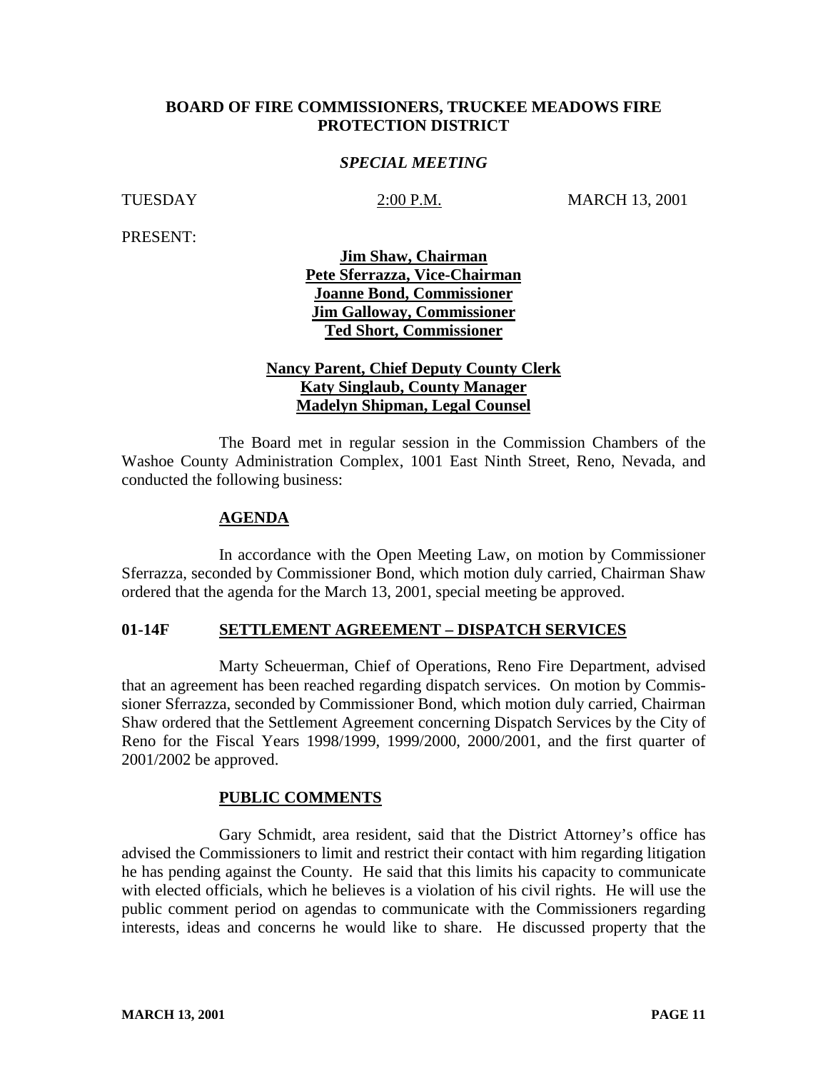**BOARD OF FIRE COMMISSIONERS, TRUCKEE MEADOWS FIRE PROTECTION DISTRICT**

***SPECIAL MEETING***

TUESDAY 2:00 P.M. MARCH 13, 2001

PRESENT:

**Jim Shaw, Chairman**
**Pete Sferrazza, Vice-Chairman**
**Joanne Bond, Commissioner**
**Jim Galloway, Commissioner**
**Ted Short, Commissioner**

**Nancy Parent, Chief Deputy County Clerk**
**Katy Singlaub, County Manager**
**Madelyn Shipman, Legal Counsel**

The Board met in regular session in the Commission Chambers of the Washoe County Administration Complex, 1001 East Ninth Street, Reno, Nevada, and conducted the following business:

**AGENDA**

In accordance with the Open Meeting Law, on motion by Commissioner Sferrazza, seconded by Commissioner Bond, which motion duly carried, Chairman Shaw ordered that the agenda for the March 13, 2001, special meeting be approved.

**01-14F SETTLEMENT AGREEMENT – DISPATCH SERVICES**

Marty Scheuerman, Chief of Operations, Reno Fire Department, advised that an agreement has been reached regarding dispatch services. On motion by Commissioner Sferrazza, seconded by Commissioner Bond, which motion duly carried, Chairman Shaw ordered that the Settlement Agreement concerning Dispatch Services by the City of Reno for the Fiscal Years 1998/1999, 1999/2000, 2000/2001, and the first quarter of 2001/2002 be approved.

**PUBLIC COMMENTS**

Gary Schmidt, area resident, said that the District Attorney's office has advised the Commissioners to limit and restrict their contact with him regarding litigation he has pending against the County. He said that this limits his capacity to communicate with elected officials, which he believes is a violation of his civil rights. He will use the public comment period on agendas to communicate with the Commissioners regarding interests, ideas and concerns he would like to share. He discussed property that the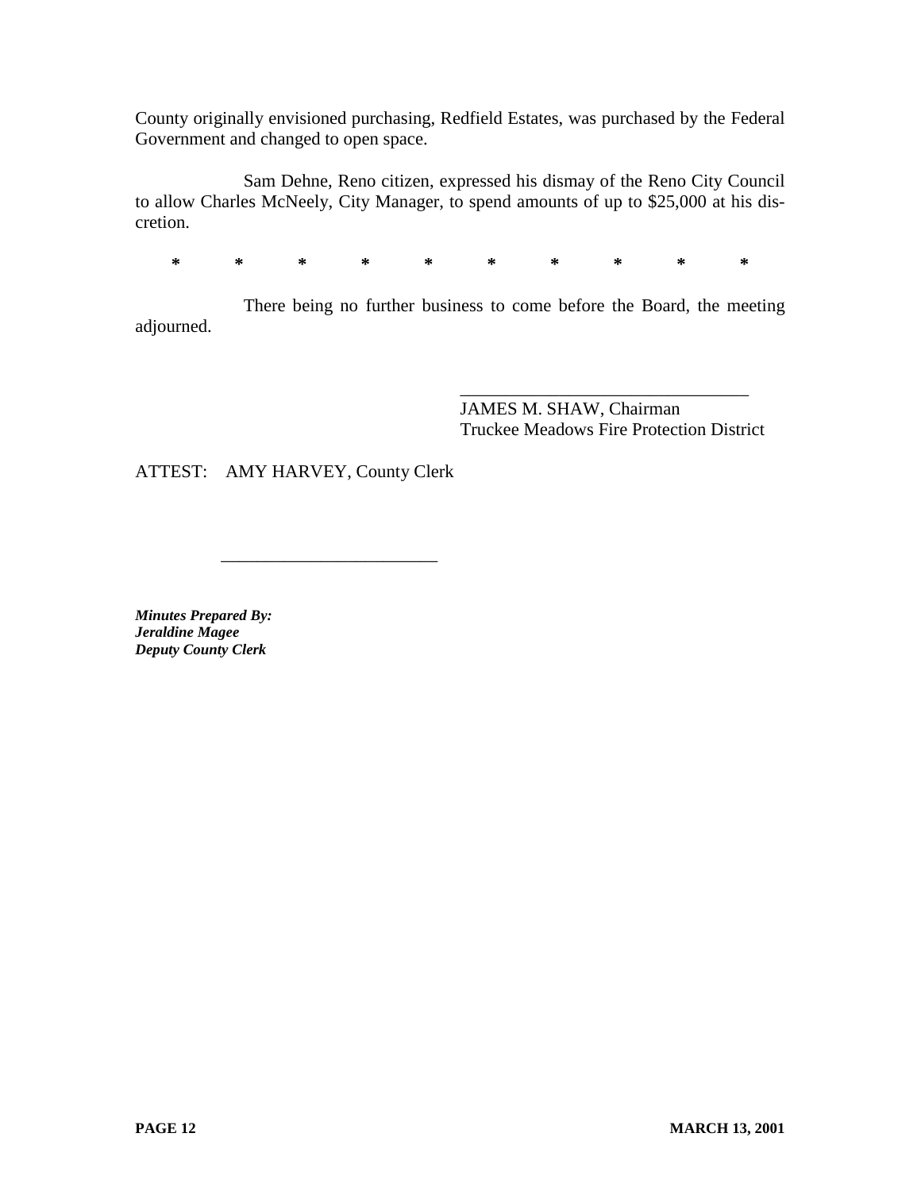County originally envisioned purchasing, Redfield Estates, was purchased by the Federal Government and changed to open space.

Sam Dehne, Reno citizen, expressed his dismay of the Reno City Council to allow Charles McNeely, City Manager, to spend amounts of up to $25,000 at his discretion.

\* \* \* \* \* \* \* \* \* \*

There being no further business to come before the Board, the meeting adjourned.

_________________________________
JAMES M. SHAW, Chairman
Truckee Meadows Fire Protection District

ATTEST: AMY HARVEY, County Clerk

_________________________

***Minutes Prepared By:***
***Jeraldine Magee***
***Deputy County Clerk***